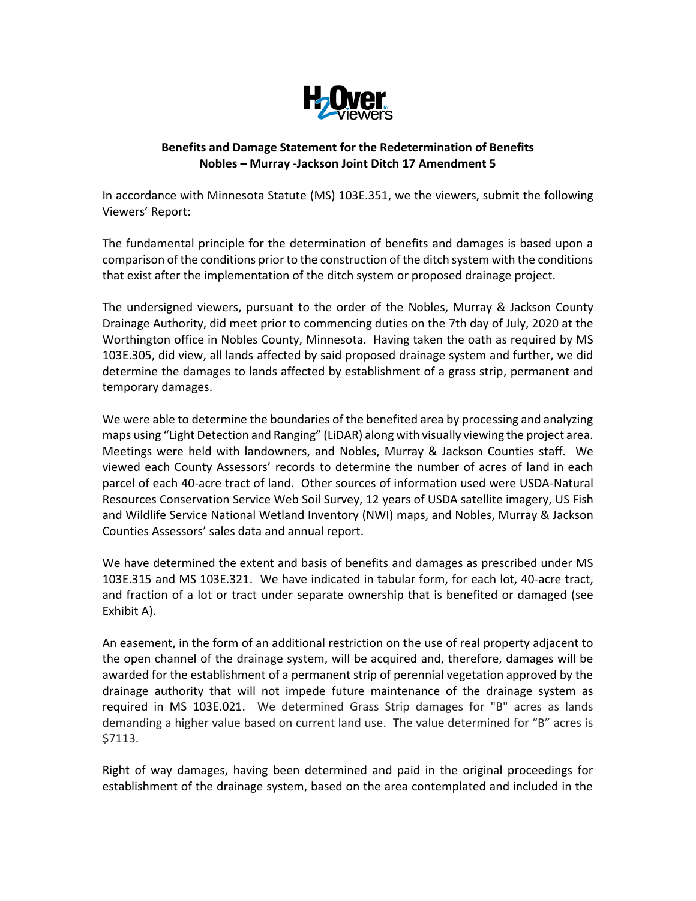**Benefits and Damage Statement for the Redetermination of Benefits**
**Nobles – Murray -Jackson Joint Ditch 17 Amendment 5**

In accordance with Minnesota Statute (MS) 103E.351, we the viewers, submit the following Viewers' Report:

The fundamental principle for the determination of benefits and damages is based upon a comparison of the conditions prior to the construction of the ditch system with the conditions that exist after the implementation of the ditch system or proposed drainage project.

The undersigned viewers, pursuant to the order of the Nobles, Murray & Jackson County Drainage Authority, did meet prior to commencing duties on the 7th day of July, 2020 at the Worthington office in Nobles County, Minnesota. Having taken the oath as required by MS 103E.305, did view, all lands affected by said proposed drainage system and further, we did determine the damages to lands affected by establishment of a grass strip, permanent and temporary damages.

We were able to determine the boundaries of the benefited area by processing and analyzing maps using "Light Detection and Ranging" (LiDAR) along with visually viewing the project area. Meetings were held with landowners, and Nobles, Murray & Jackson Counties staff. We viewed each County Assessors' records to determine the number of acres of land in each parcel of each 40-acre tract of land. Other sources of information used were USDA-Natural Resources Conservation Service Web Soil Survey, 12 years of USDA satellite imagery, US Fish and Wildlife Service National Wetland Inventory (NWI) maps, and Nobles, Murray & Jackson Counties Assessors' sales data and annual report.

We have determined the extent and basis of benefits and damages as prescribed under MS 103E.315 and MS 103E.321. We have indicated in tabular form, for each lot, 40-acre tract, and fraction of a lot or tract under separate ownership that is benefited or damaged (see Exhibit A).

An easement, in the form of an additional restriction on the use of real property adjacent to the open channel of the drainage system, will be acquired and, therefore, damages will be awarded for the establishment of a permanent strip of perennial vegetation approved by the drainage authority that will not impede future maintenance of the drainage system as required in MS 103E.021. We determined Grass Strip damages for "B" acres as lands demanding a higher value based on current land use. The value determined for "B" acres is $7113.

Right of way damages, having been determined and paid in the original proceedings for establishment of the drainage system, based on the area contemplated and included in the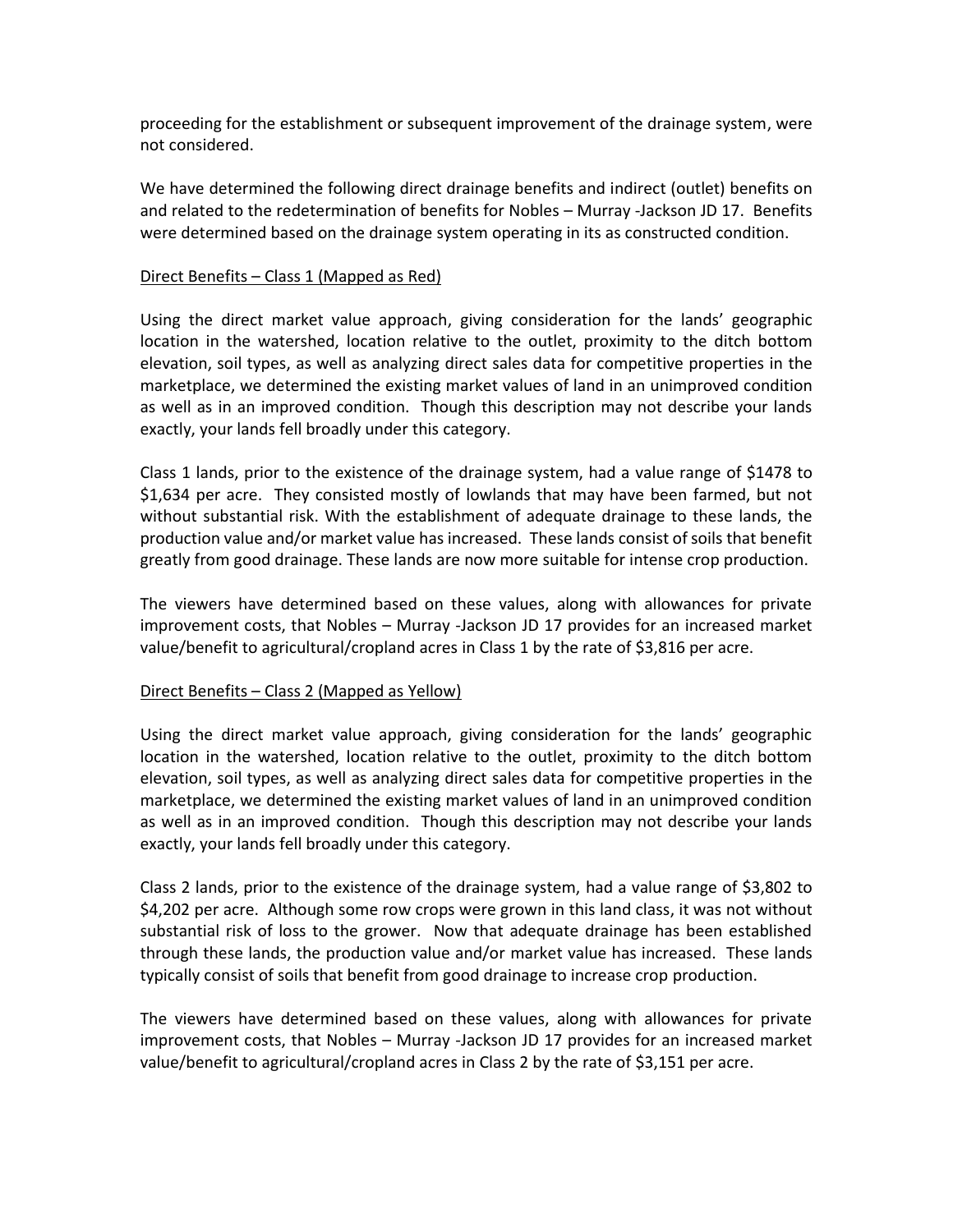proceeding for the establishment or subsequent improvement of the drainage system, were not considered.

We have determined the following direct drainage benefits and indirect (outlet) benefits on and related to the redetermination of benefits for Nobles – Murray -Jackson JD 17. Benefits were determined based on the drainage system operating in its as constructed condition.

Direct Benefits – Class 1 (Mapped as Red)

Using the direct market value approach, giving consideration for the lands' geographic location in the watershed, location relative to the outlet, proximity to the ditch bottom elevation, soil types, as well as analyzing direct sales data for competitive properties in the marketplace, we determined the existing market values of land in an unimproved condition as well as in an improved condition. Though this description may not describe your lands exactly, your lands fell broadly under this category.

Class 1 lands, prior to the existence of the drainage system, had a value range of $1478 to $1,634 per acre. They consisted mostly of lowlands that may have been farmed, but not without substantial risk. With the establishment of adequate drainage to these lands, the production value and/or market value has increased. These lands consist of soils that benefit greatly from good drainage. These lands are now more suitable for intense crop production.

The viewers have determined based on these values, along with allowances for private improvement costs, that Nobles – Murray -Jackson JD 17 provides for an increased market value/benefit to agricultural/cropland acres in Class 1 by the rate of $3,816 per acre.

Direct Benefits – Class 2 (Mapped as Yellow)

Using the direct market value approach, giving consideration for the lands' geographic location in the watershed, location relative to the outlet, proximity to the ditch bottom elevation, soil types, as well as analyzing direct sales data for competitive properties in the marketplace, we determined the existing market values of land in an unimproved condition as well as in an improved condition. Though this description may not describe your lands exactly, your lands fell broadly under this category.

Class 2 lands, prior to the existence of the drainage system, had a value range of $3,802 to $4,202 per acre. Although some row crops were grown in this land class, it was not without substantial risk of loss to the grower. Now that adequate drainage has been established through these lands, the production value and/or market value has increased. These lands typically consist of soils that benefit from good drainage to increase crop production.

The viewers have determined based on these values, along with allowances for private improvement costs, that Nobles – Murray -Jackson JD 17 provides for an increased market value/benefit to agricultural/cropland acres in Class 2 by the rate of $3,151 per acre.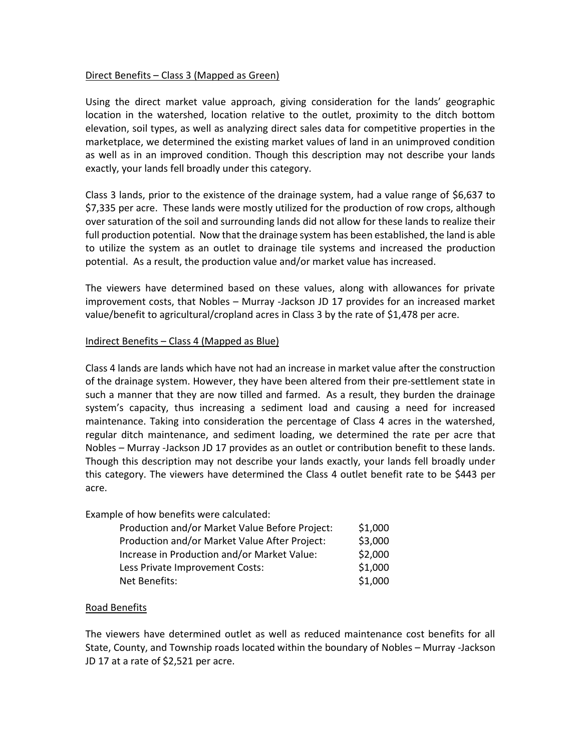## Direct Benefits – Class 3 (Mapped as Green)

Using the direct market value approach, giving consideration for the lands' geographic location in the watershed, location relative to the outlet, proximity to the ditch bottom elevation, soil types, as well as analyzing direct sales data for competitive properties in the marketplace, we determined the existing market values of land in an unimproved condition as well as in an improved condition. Though this description may not describe your lands exactly, your lands fell broadly under this category.

Class 3 lands, prior to the existence of the drainage system, had a value range of $6,637 to $7,335 per acre. These lands were mostly utilized for the production of row crops, although over saturation of the soil and surrounding lands did not allow for these lands to realize their full production potential. Now that the drainage system has been established, the land is able to utilize the system as an outlet to drainage tile systems and increased the production potential. As a result, the production value and/or market value has increased.

The viewers have determined based on these values, along with allowances for private improvement costs, that Nobles – Murray -Jackson JD 17 provides for an increased market value/benefit to agricultural/cropland acres in Class 3 by the rate of $1,478 per acre.

## Indirect Benefits – Class 4 (Mapped as Blue)

Class 4 lands are lands which have not had an increase in market value after the construction of the drainage system. However, they have been altered from their pre-settlement state in such a manner that they are now tilled and farmed. As a result, they burden the drainage system's capacity, thus increasing a sediment load and causing a need for increased maintenance. Taking into consideration the percentage of Class 4 acres in the watershed, regular ditch maintenance, and sediment loading, we determined the rate per acre that Nobles – Murray -Jackson JD 17 provides as an outlet or contribution benefit to these lands. Though this description may not describe your lands exactly, your lands fell broadly under this category. The viewers have determined the Class 4 outlet benefit rate to be $443 per acre.

Example of how benefits were calculated:

| | |
|---|---|
| Production and/or Market Value Before Project: | $1,000 |
| Production and/or Market Value After Project: | $3,000 |
| Increase in Production and/or Market Value: | $2,000 |
| Less Private Improvement Costs: | $1,000 |
| Net Benefits: | $1,000 |

## Road Benefits

The viewers have determined outlet as well as reduced maintenance cost benefits for all State, County, and Township roads located within the boundary of Nobles – Murray -Jackson JD 17 at a rate of $2,521 per acre.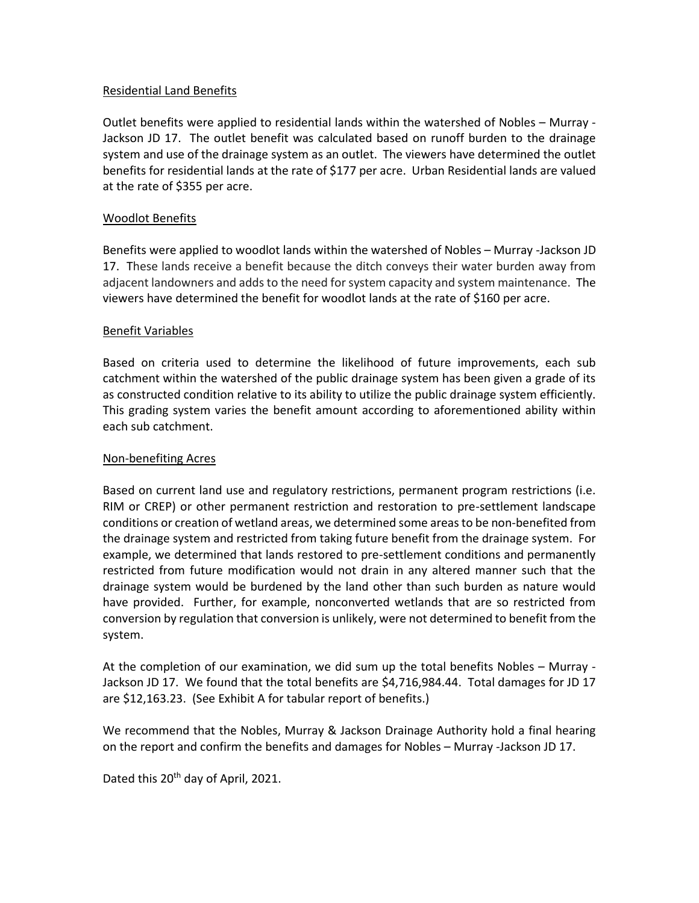## Residential Land Benefits

Outlet benefits were applied to residential lands within the watershed of Nobles – Murray - Jackson JD 17. The outlet benefit was calculated based on runoff burden to the drainage system and use of the drainage system as an outlet. The viewers have determined the outlet benefits for residential lands at the rate of $177 per acre. Urban Residential lands are valued at the rate of $355 per acre.

## Woodlot Benefits

Benefits were applied to woodlot lands within the watershed of Nobles – Murray -Jackson JD 17. These lands receive a benefit because the ditch conveys their water burden away from adjacent landowners and adds to the need for system capacity and system maintenance. The viewers have determined the benefit for woodlot lands at the rate of $160 per acre.

## Benefit Variables

Based on criteria used to determine the likelihood of future improvements, each sub catchment within the watershed of the public drainage system has been given a grade of its as constructed condition relative to its ability to utilize the public drainage system efficiently. This grading system varies the benefit amount according to aforementioned ability within each sub catchment.

## Non-benefiting Acres

Based on current land use and regulatory restrictions, permanent program restrictions (i.e. RIM or CREP) or other permanent restriction and restoration to pre-settlement landscape conditions or creation of wetland areas, we determined some areas to be non-benefited from the drainage system and restricted from taking future benefit from the drainage system. For example, we determined that lands restored to pre-settlement conditions and permanently restricted from future modification would not drain in any altered manner such that the drainage system would be burdened by the land other than such burden as nature would have provided. Further, for example, nonconverted wetlands that are so restricted from conversion by regulation that conversion is unlikely, were not determined to benefit from the system.

At the completion of our examination, we did sum up the total benefits Nobles – Murray - Jackson JD 17. We found that the total benefits are $4,716,984.44. Total damages for JD 17 are $12,163.23. (See Exhibit A for tabular report of benefits.)

We recommend that the Nobles, Murray & Jackson Drainage Authority hold a final hearing on the report and confirm the benefits and damages for Nobles – Murray -Jackson JD 17.

Dated this 20th day of April, 2021.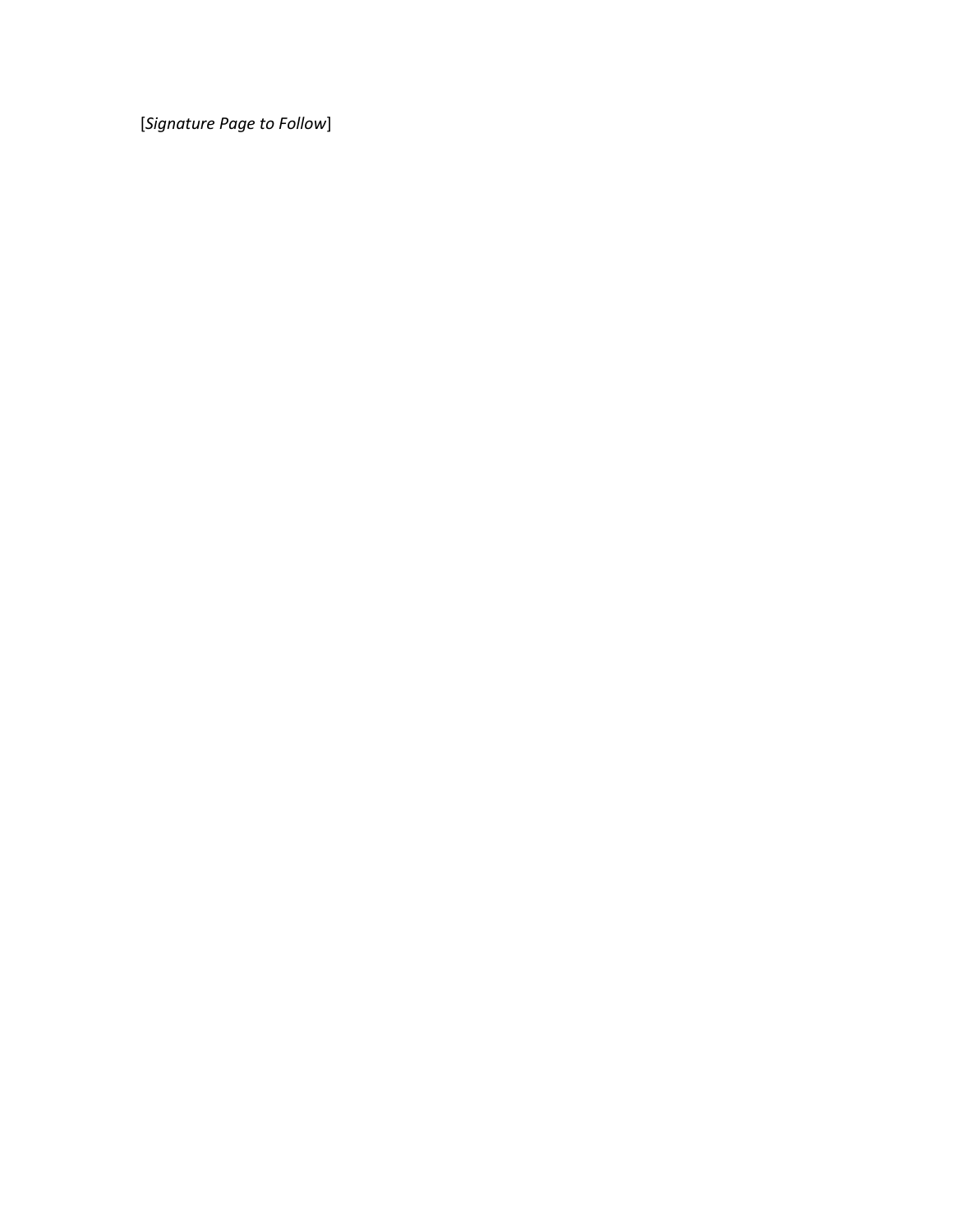[*Signature Page to Follow*]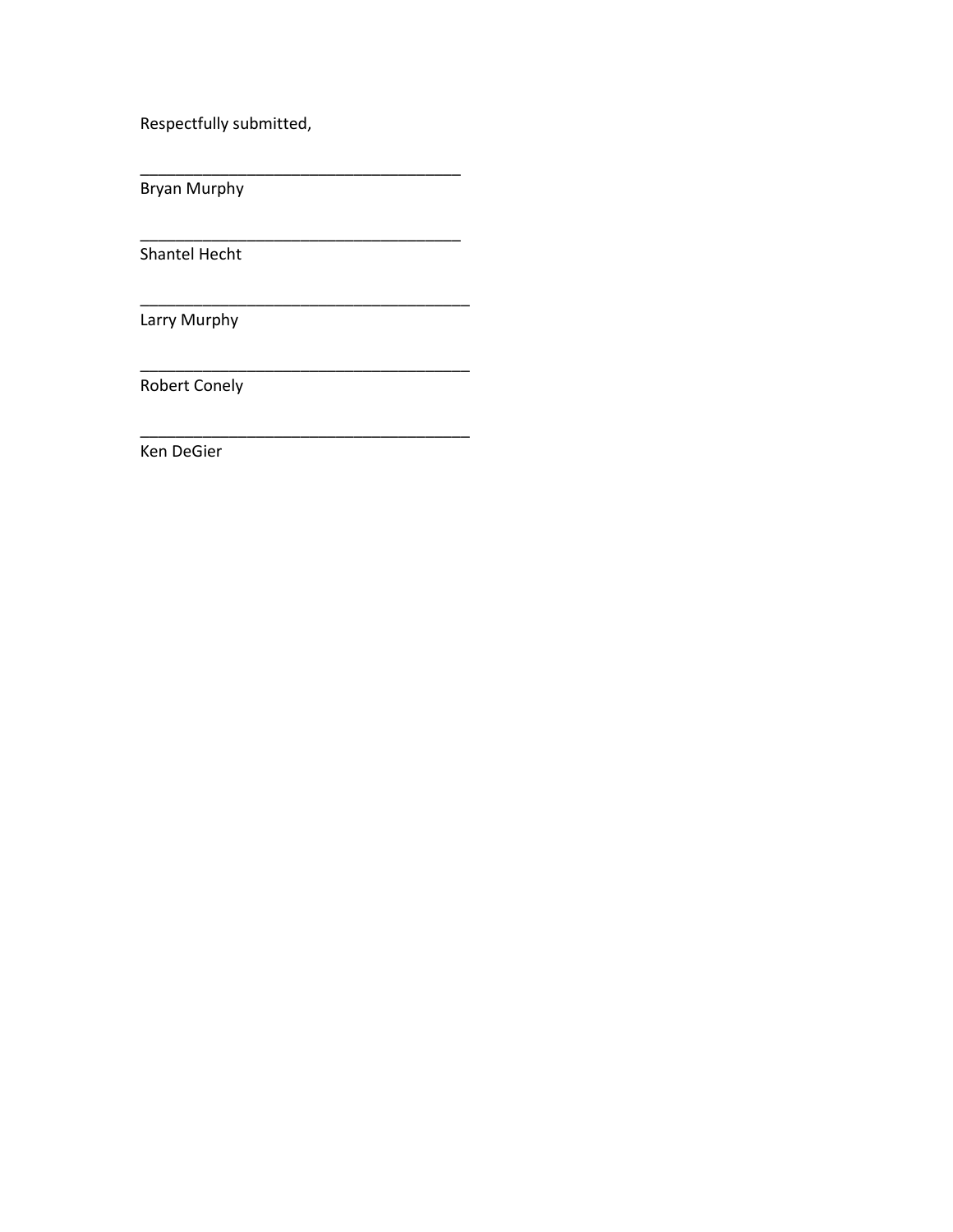Respectfully submitted,

____________________________________
Bryan Murphy

____________________________________
Shantel Hecht

_____________________________________
Larry Murphy

_____________________________________
Robert Conely

_____________________________________
Ken DeGier